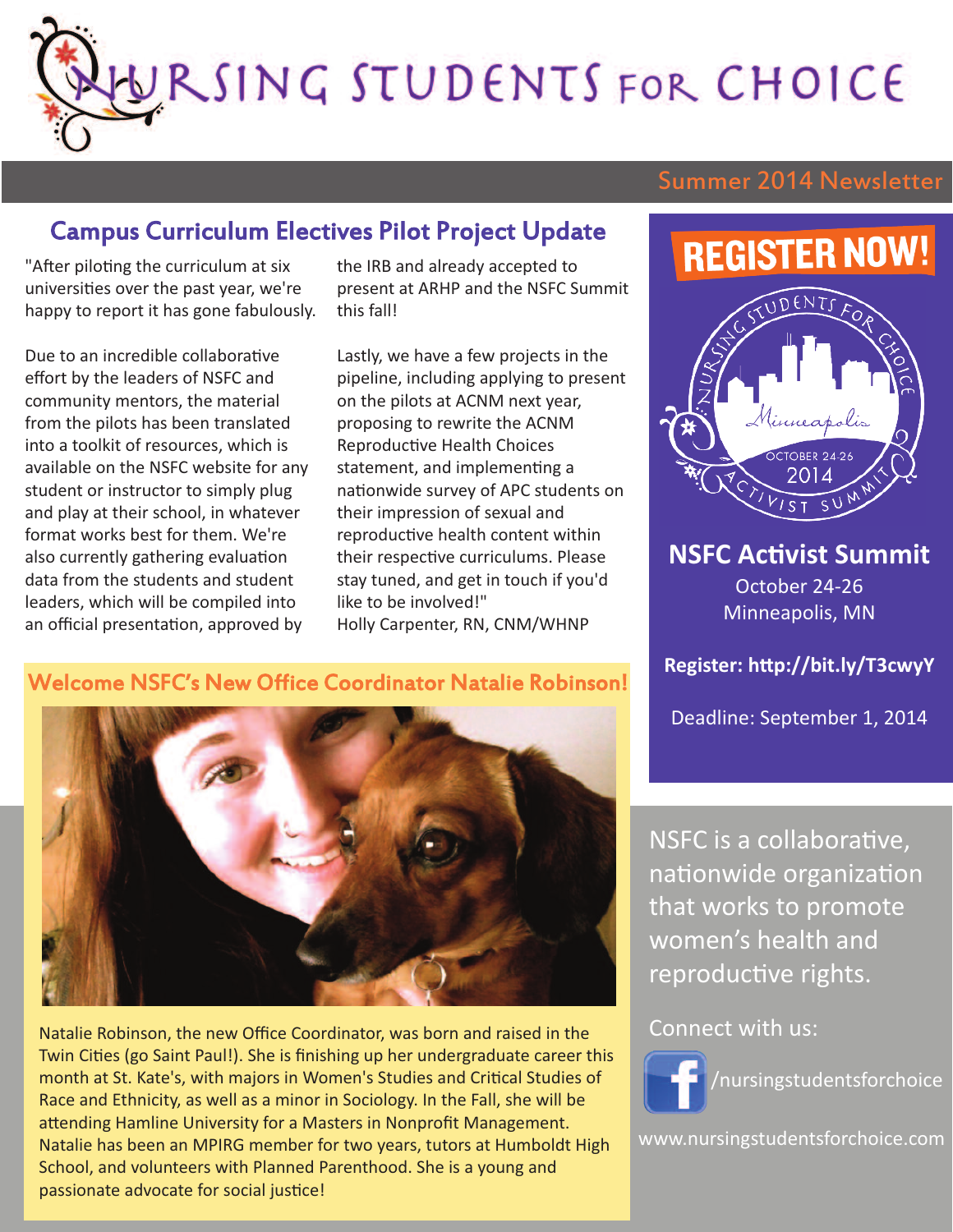# Nursing Students for Choice

Summer 2014 Newsletter

## Campus Curriculum Electives Pilot Project Update

"After piloting the curriculum at six universities over the past year, we're happy to report it has gone fabulously.

Due to an incredible collaborative effort by the leaders of NSFC and community mentors, the material from the pilots has been translated into a toolkit of resources, which is available on the NSFC website for any student or instructor to simply plug and play at their school, in whatever format works best for them. We're also currently gathering evaluation data from the students and student leaders, which will be compiled into an official presentation, approved by the IRB and already accepted to present at ARHP and the NSFC Summit this fall!

Lastly, we have a few projects in the pipeline, including applying to present on the pilots at ACNM next year, proposing to rewrite the ACNM Reproductive Health Choices statement, and implementing a nationwide survey of APC students on their impression of sexual and reproductive health content within their respective curriculums. Please stay tuned, and get in touch if you'd like to be involved!"
Holly Carpenter, RN, CNM/WHNP

## Welcome NSFC's New Office Coordinator Natalie Robinson!

Natalie Robinson, the new Office Coordinator, was born and raised in the Twin Cities (go Saint Paul!). She is finishing up her undergraduate career this month at St. Kate's, with majors in Women's Studies and Critical Studies of Race and Ethnicity, as well as a minor in Sociology. In the Fall, she will be attending Hamline University for a Masters in Nonprofit Management. Natalie has been an MPIRG member for two years, tutors at Humboldt High School, and volunteers with Planned Parenthood. She is a young and passionate advocate for social justice!

## REGISTER NOW!

Nursing Students for Choice — Minneapolis — October 24-26 2014 — Activist Summit

**NSFC Activist Summit**

October 24-26
Minneapolis, MN

**Register: http://bit.ly/T3cwyY**

Deadline: September 1, 2014

NSFC is a collaborative, nationwide organization that works to promote women's health and reproductive rights.

Connect with us:

/nursingstudentsforchoice

www.nursingstudentsforchoice.com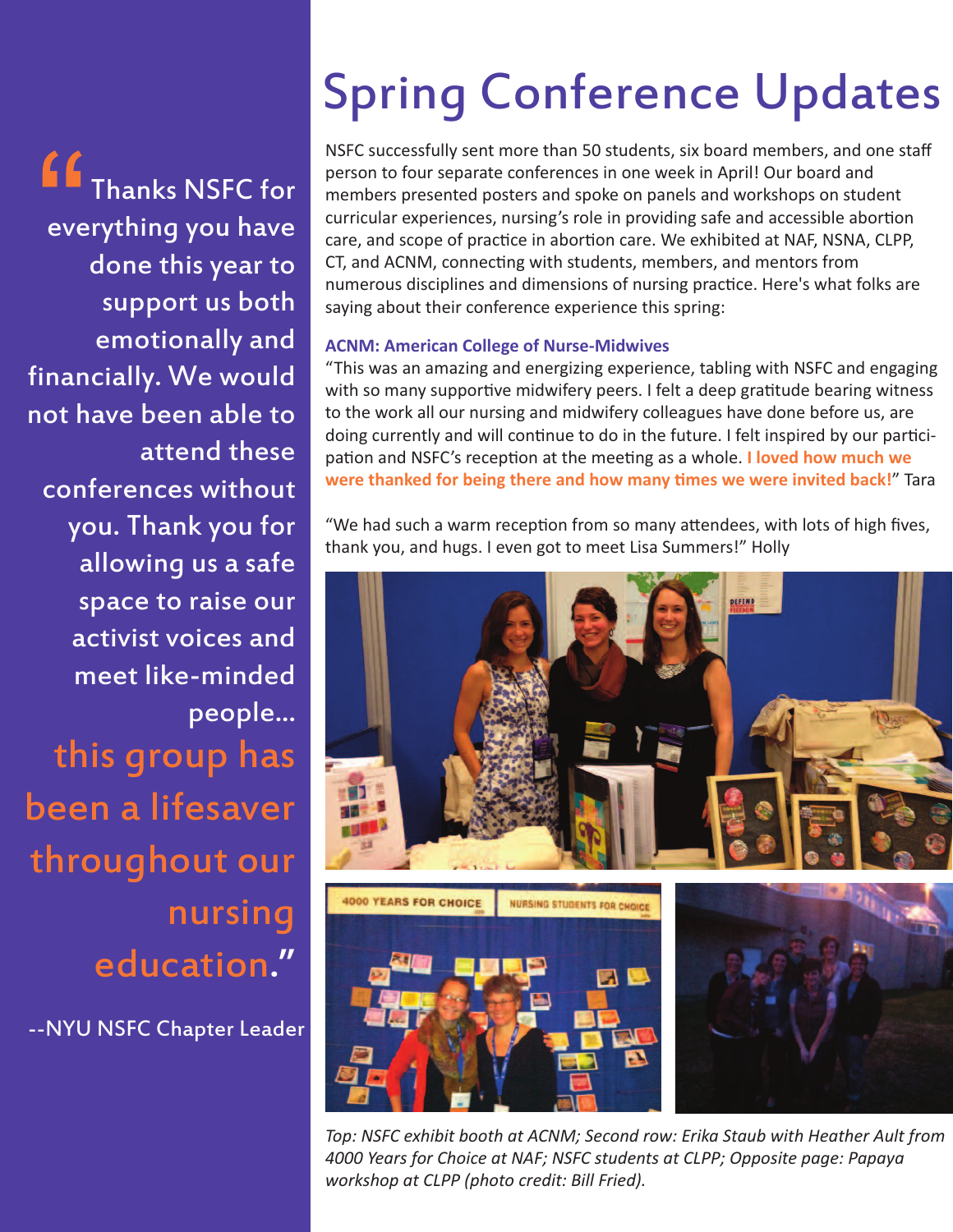# Spring Conference Updates

> "Thanks NSFC for everything you have done this year to support us both emotionally and financially. We would not have been able to attend these conferences without you. Thank you for allowing us a safe space to raise our activist voices and meet like-minded people... **this group has been a lifesaver throughout our nursing education.**"
>
> --NYU NSFC Chapter Leader

NSFC successfully sent more than 50 students, six board members, and one staff person to four separate conferences in one week in April! Our board and members presented posters and spoke on panels and workshops on student curricular experiences, nursing's role in providing safe and accessible abortion care, and scope of practice in abortion care. We exhibited at NAF, NSNA, CLPP, CT, and ACNM, connecting with students, members, and mentors from numerous disciplines and dimensions of nursing practice. Here's what folks are saying about their conference experience this spring:

### ACNM: American College of Nurse-Midwives

"This was an amazing and energizing experience, tabling with NSFC and engaging with so many supportive midwifery peers. I felt a deep gratitude bearing witness to the work all our nursing and midwifery colleagues have done before us, are doing currently and will continue to do in the future. I felt inspired by our participation and NSFC's reception at the meeting as a whole. **I loved how much we were thanked for being there and how many times we were invited back!**" Tara

"We had such a warm reception from so many attendees, with lots of high fives, thank you, and hugs. I even got to meet Lisa Summers!" Holly

*Top: NSFC exhibit booth at ACNM; Second row: Erika Staub with Heather Ault from 4000 Years for Choice at NAF; NSFC students at CLPP; Opposite page: Papaya workshop at CLPP (photo credit: Bill Fried).*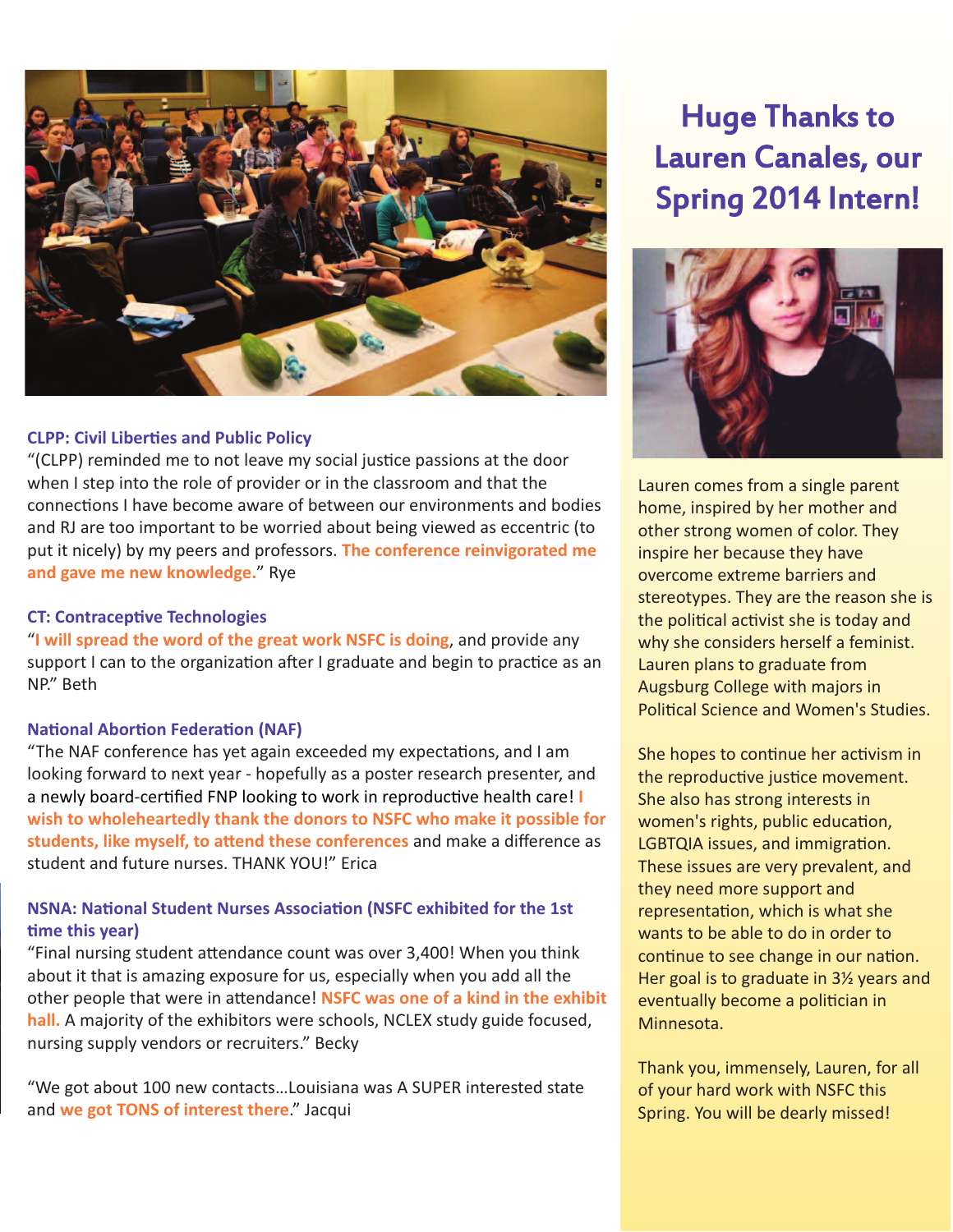### CLPP: Civil Liberties and Public Policy

"(CLPP) reminded me to not leave my social justice passions at the door when I step into the role of provider or in the classroom and that the connections I have become aware of between our environments and bodies and RJ are too important to be worried about being viewed as eccentric (to put it nicely) by my peers and professors. **The conference reinvigorated me and gave me new knowledge.**" Rye

### CT: Contraceptive Technologies

"**I will spread the word of the great work NSFC is doing**, and provide any support I can to the organization after I graduate and begin to practice as an NP." Beth

### National Abortion Federation (NAF)

"The NAF conference has yet again exceeded my expectations, and I am looking forward to next year - hopefully as a poster research presenter, and a newly board-certified FNP looking to work in reproductive health care! **I wish to wholeheartedly thank the donors to NSFC who make it possible for students, like myself, to attend these conferences** and make a difference as student and future nurses. THANK YOU!" Erica

### NSNA: National Student Nurses Association (NSFC exhibited for the 1st time this year)

"Final nursing student attendance count was over 3,400! When you think about it that is amazing exposure for us, especially when you add all the other people that were in attendance! **NSFC was one of a kind in the exhibit hall.** A majority of the exhibitors were schools, NCLEX study guide focused, nursing supply vendors or recruiters." Becky

"We got about 100 new contacts…Louisiana was A SUPER interested state and **we got TONS of interest there**." Jacqui

## Huge Thanks to Lauren Canales, our Spring 2014 Intern!

Lauren comes from a single parent home, inspired by her mother and other strong women of color. They inspire her because they have overcome extreme barriers and stereotypes. They are the reason she is the political activist she is today and why she considers herself a feminist. Lauren plans to graduate from Augsburg College with majors in Political Science and Women's Studies.

She hopes to continue her activism in the reproductive justice movement. She also has strong interests in women's rights, public education, LGBTQIA issues, and immigration. These issues are very prevalent, and they need more support and representation, which is what she wants to be able to do in order to continue to see change in our nation. Her goal is to graduate in 3½ years and eventually become a politician in Minnesota.

Thank you, immensely, Lauren, for all of your hard work with NSFC this Spring. You will be dearly missed!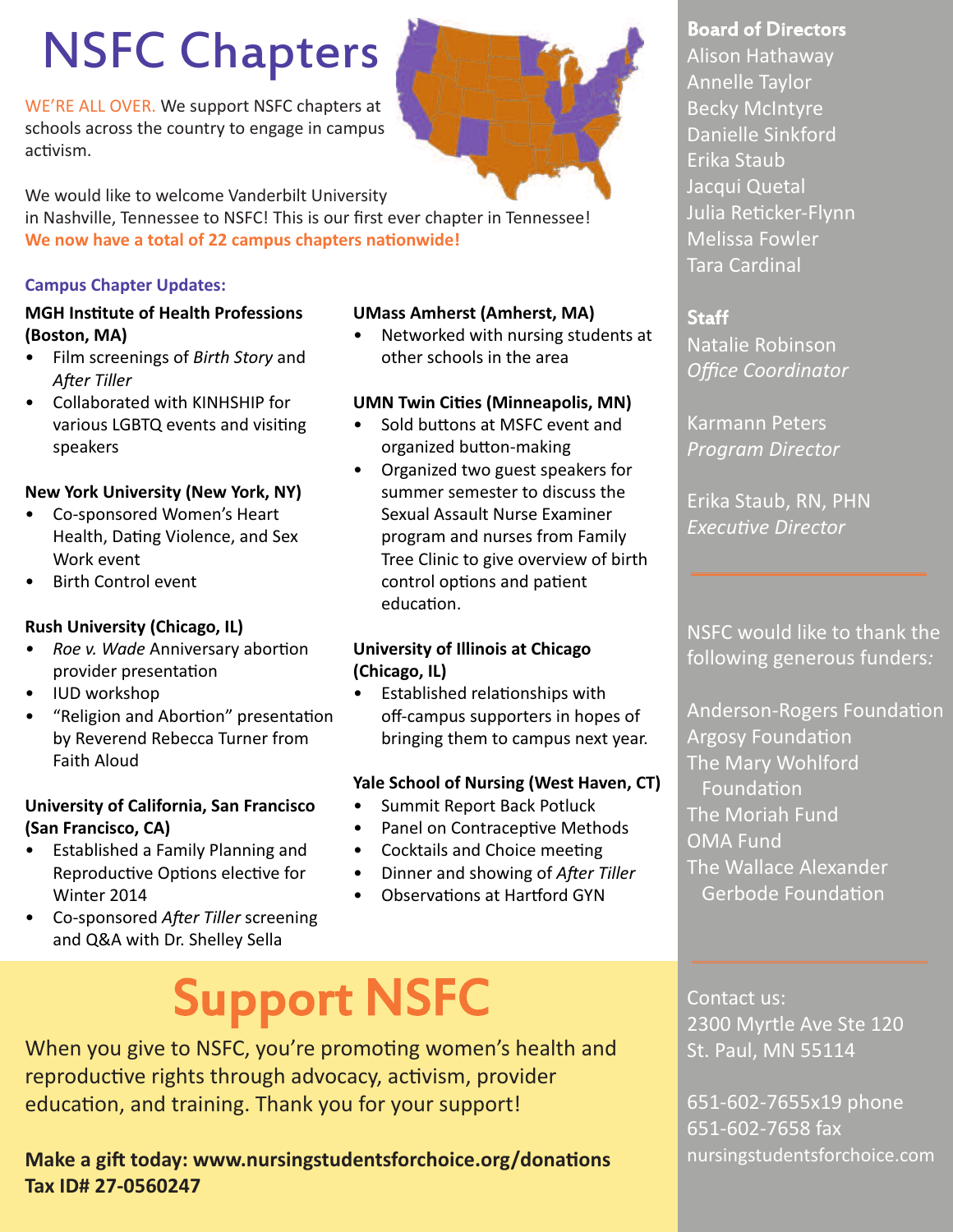# NSFC Chapters

WE'RE ALL OVER. We support NSFC chapters at schools across the country to engage in campus activism.

We would like to welcome Vanderbilt University in Nashville, Tennessee to NSFC! This is our first ever chapter in Tennessee! **We now have a total of 22 campus chapters nationwide!**

### Campus Chapter Updates:

**MGH Institute of Health Professions (Boston, MA)**

- Film screenings of *Birth Story* and *After Tiller*
- Collaborated with KINHSHIP for various LGBTQ events and visiting speakers

**New York University (New York, NY)**

- Co-sponsored Women's Heart Health, Dating Violence, and Sex Work event
- Birth Control event

**Rush University (Chicago, IL)**

- *Roe v. Wade* Anniversary abortion provider presentation
- IUD workshop
- "Religion and Abortion" presentation by Reverend Rebecca Turner from Faith Aloud

**University of California, San Francisco (San Francisco, CA)**

- Established a Family Planning and Reproductive Options elective for Winter 2014
- Co-sponsored *After Tiller* screening and Q&A with Dr. Shelley Sella

**UMass Amherst (Amherst, MA)**

- Networked with nursing students at other schools in the area

**UMN Twin Cities (Minneapolis, MN)**

- Sold buttons at MSFC event and organized button-making
- Organized two guest speakers for summer semester to discuss the Sexual Assault Nurse Examiner program and nurses from Family Tree Clinic to give overview of birth control options and patient education.

**University of Illinois at Chicago (Chicago, IL)**

- Established relationships with off-campus supporters in hopes of bringing them to campus next year.

**Yale School of Nursing (West Haven, CT)**

- Summit Report Back Potluck
- Panel on Contraceptive Methods
- Cocktails and Choice meeting
- Dinner and showing of *After Tiller*
- Observations at Hartford GYN

# Support NSFC

When you give to NSFC, you're promoting women's health and reproductive rights through advocacy, activism, provider education, and training. Thank you for your support!

**Make a gift today: www.nursingstudentsforchoice.org/donations**
**Tax ID# 27-0560247**

**Board of Directors**
Alison Hathaway
Annelle Taylor
Becky McIntyre
Danielle Sinkford
Erika Staub
Jacqui Quetal
Julia Reticker-Flynn
Melissa Fowler
Tara Cardinal

**Staff**

Natalie Robinson
*Office Coordinator*

Karmann Peters
*Program Director*

Erika Staub, RN, PHN
*Executive Director*

NSFC would like to thank the following generous funders:

Anderson-Rogers Foundation
Argosy Foundation
The Mary Wohlford Foundation
The Moriah Fund
OMA Fund
The Wallace Alexander Gerbode Foundation

Contact us:
2300 Myrtle Ave Ste 120
St. Paul, MN 55114

651-602-7655x19 phone
651-602-7658 fax
nursingstudentsforchoice.com